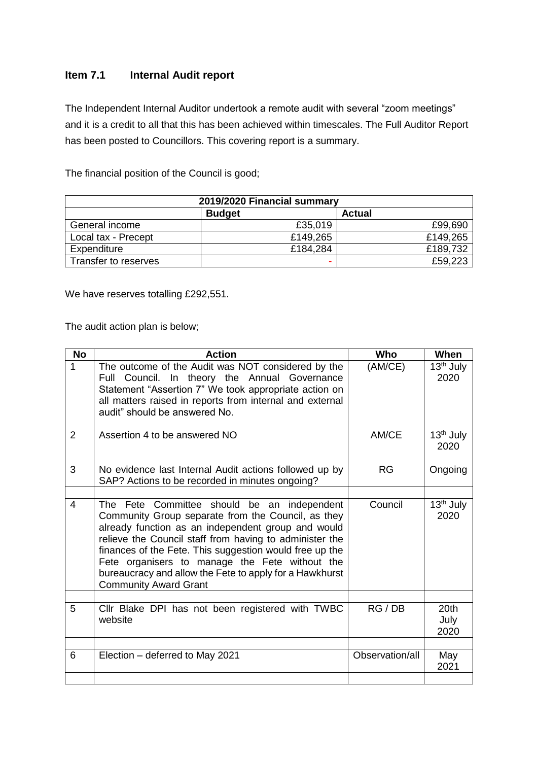## Item 7.1 Internal Audit report

The Independent Internal Auditor undertook a remote audit with several "zoom meetings" and it is a credit to all that this has been achieved within timescales. The Full Auditor Report has been posted to Councillors. This covering report is a summary.

The financial position of the Council is good;

| 2019/2020 Financial summary | | |
|---|---|---|
| | **Budget** | **Actual** |
| General income | £35,019 | £99,690 |
| Local tax - Precept | £149,265 | £149,265 |
| Expenditure | £184,284 | £189,732 |
| Transfer to reserves | - | £59,223 |

We have reserves totalling £292,551.

The audit action plan is below;

| No | Action | Who | When |
|---|---|---|---|
| 1 | The outcome of the Audit was NOT considered by the Full Council. In theory the Annual Governance Statement "Assertion 7" We took appropriate action on all matters raised in reports from internal and external audit" should be answered No. | (AM/CE) | 13th July 2020 |
| 2 | Assertion 4 to be answered NO | AM/CE | 13th July 2020 |
| 3 | No evidence last Internal Audit actions followed up by SAP? Actions to be recorded in minutes ongoing? | RG | Ongoing |
| | | | |
| 4 | The Fete Committee should be an independent Community Group separate from the Council, as they already function as an independent group and would relieve the Council staff from having to administer the finances of the Fete. This suggestion would free up the Fete organisers to manage the Fete without the bureaucracy and allow the Fete to apply for a Hawkhurst Community Award Grant | Council | 13th July 2020 |
| | | | |
| 5 | Cllr Blake DPI has not been registered with TWBC website | RG / DB | 20th July 2020 |
| | | | |
| 6 | Election – deferred to May 2021 | Observation/all | May 2021 |
| | | | |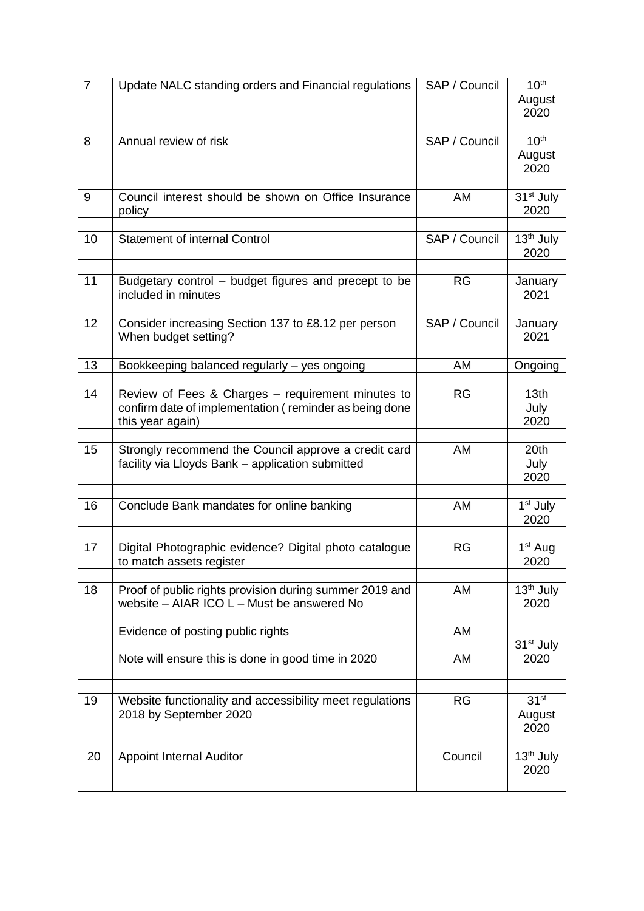| 7 | Update NALC standing orders and Financial regulations | SAP / Council | 10th August 2020 |
|---|---|---|---|
| | | | |
| 8 | Annual review of risk | SAP / Council | 10th August 2020 |
| | | | |
| 9 | Council interest should be shown on Office Insurance policy | AM | 31st July 2020 |
| | | | |
| 10 | Statement of internal Control | SAP / Council | 13th July 2020 |
| | | | |
| 11 | Budgetary control – budget figures and precept to be included in minutes | RG | January 2021 |
| | | | |
| 12 | Consider increasing Section 137 to £8.12 per person When budget setting? | SAP / Council | January 2021 |
| | | | |
| 13 | Bookkeeping balanced regularly – yes ongoing | AM | Ongoing |
| | | | |
| 14 | Review of Fees & Charges – requirement minutes to confirm date of implementation ( reminder as being done this year again) | RG | 13th July 2020 |
| | | | |
| 15 | Strongly recommend the Council approve a credit card facility via Lloyds Bank – application submitted | AM | 20th July 2020 |
| | | | |
| 16 | Conclude Bank mandates for online banking | AM | 1st July 2020 |
| | | | |
| 17 | Digital Photographic evidence? Digital photo catalogue to match assets register | RG | 1st Aug 2020 |
| | | | |
| 18 | Proof of public rights provision during summer 2019 and website – AIAR ICO L – Must be answered No | AM | 13th July 2020 |
| | Evidence of posting public rights | AM | |
| | Note will ensure this is done in good time in 2020 | AM | 31st July 2020 |
| | | | |
| 19 | Website functionality and accessibility meet regulations 2018 by September 2020 | RG | 31st August 2020 |
| | | | |
| 20 | Appoint Internal Auditor | Council | 13th July 2020 |
| | | | |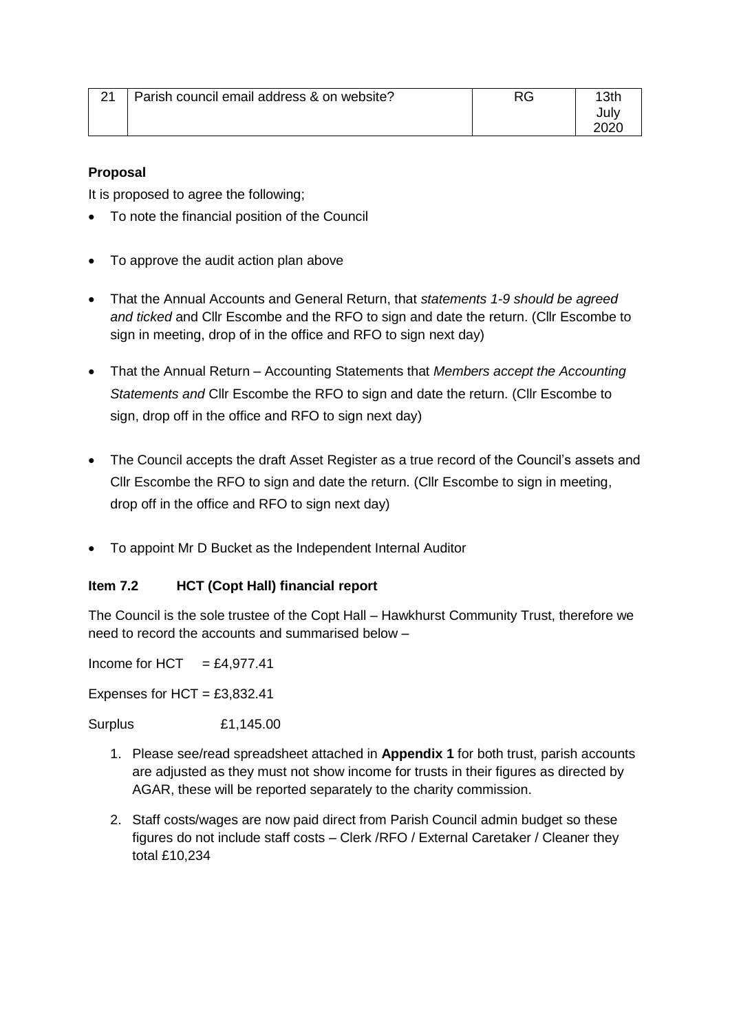| 21 | Parish council email address & on website? | RG | 13th July 2020 |
|---|---|---|---|

**Proposal**

It is proposed to agree the following;

- To note the financial position of the Council
- To approve the audit action plan above
- That the Annual Accounts and General Return, that *statements 1-9 should be agreed and ticked* and Cllr Escombe and the RFO to sign and date the return. (Cllr Escombe to sign in meeting, drop of in the office and RFO to sign next day)
- That the Annual Return – Accounting Statements that *Members accept the Accounting Statements and* Cllr Escombe the RFO to sign and date the return. (Cllr Escombe to sign, drop off in the office and RFO to sign next day)
- The Council accepts the draft Asset Register as a true record of the Council's assets and Cllr Escombe the RFO to sign and date the return. (Cllr Escombe to sign in meeting, drop off in the office and RFO to sign next day)
- To appoint Mr D Bucket as the Independent Internal Auditor

**Item 7.2 HCT (Copt Hall) financial report**

The Council is the sole trustee of the Copt Hall – Hawkhurst Community Trust, therefore we need to record the accounts and summarised below –

Income for HCT = £4,977.41

Expenses for HCT = £3,832.41

Surplus £1,145.00

1. Please see/read spreadsheet attached in **Appendix 1** for both trust, parish accounts are adjusted as they must not show income for trusts in their figures as directed by AGAR, these will be reported separately to the charity commission.
2. Staff costs/wages are now paid direct from Parish Council admin budget so these figures do not include staff costs – Clerk /RFO / External Caretaker / Cleaner they total £10,234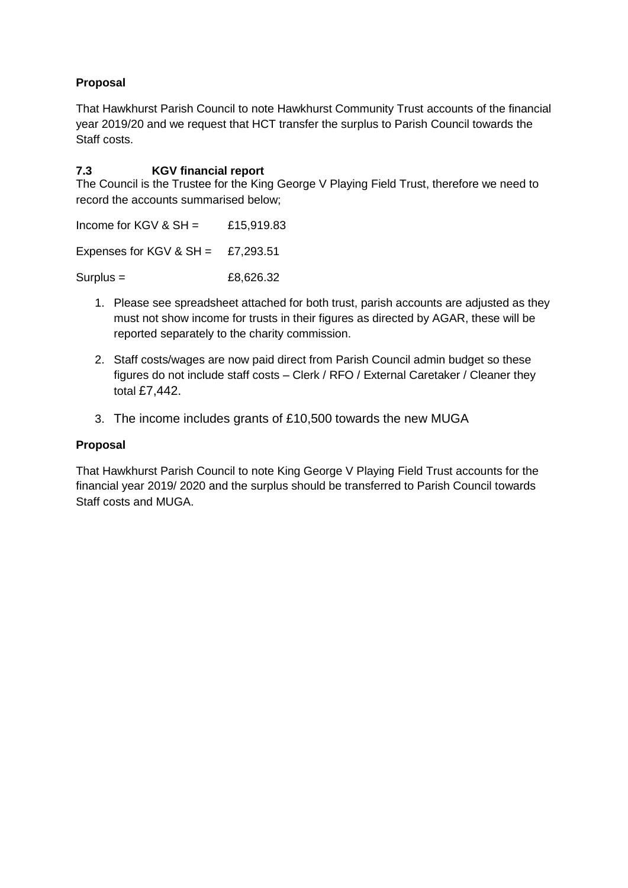**Proposal**

That Hawkhurst Parish Council to note Hawkhurst Community Trust accounts of the financial year 2019/20 and we request that HCT transfer the surplus to Parish Council towards the Staff costs.

### 7.3 KGV financial report

The Council is the Trustee for the King George V Playing Field Trust, therefore we need to record the accounts summarised below;

| | |
|---|---|
| Income for KGV & SH = | £15,919.83 |
| Expenses for KGV & SH = | £7,293.51 |
| Surplus = | £8,626.32 |

1. Please see spreadsheet attached for both trust, parish accounts are adjusted as they must not show income for trusts in their figures as directed by AGAR, these will be reported separately to the charity commission.
2. Staff costs/wages are now paid direct from Parish Council admin budget so these figures do not include staff costs – Clerk / RFO / External Caretaker / Cleaner they total £7,442.
3. The income includes grants of £10,500 towards the new MUGA

**Proposal**

That Hawkhurst Parish Council to note King George V Playing Field Trust accounts for the financial year 2019/ 2020 and the surplus should be transferred to Parish Council towards Staff costs and MUGA.